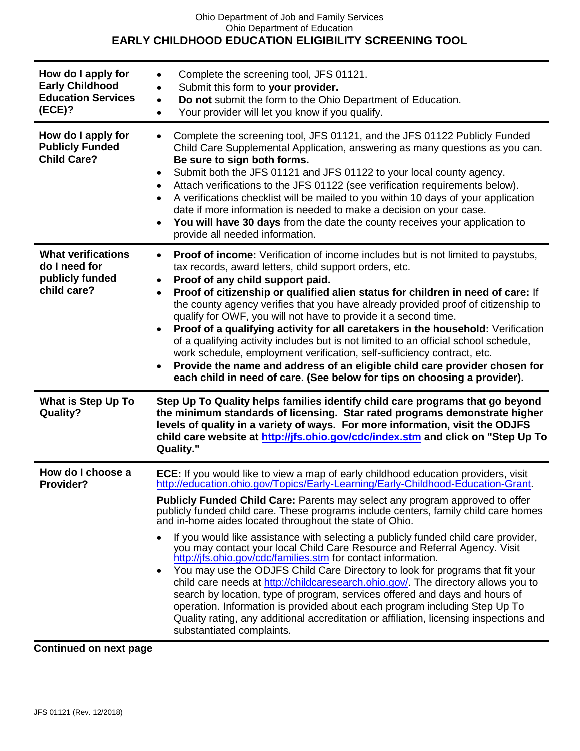Ohio Department of Job and Family Services
Ohio Department of Education

# EARLY CHILDHOOD EDUCATION ELIGIBILITY SCREENING TOOL

| | |
|---|---|
| **How do I apply for Early Childhood Education Services (ECE)?** | • Complete the screening tool, JFS 01121.<br>• Submit this form to **your provider.**<br>• **Do not** submit the form to the Ohio Department of Education.<br>• Your provider will let you know if you qualify. |
| **How do I apply for Publicly Funded Child Care?** | • Complete the screening tool, JFS 01121, and the JFS 01122 Publicly Funded Child Care Supplemental Application, answering as many questions as you can. **Be sure to sign both forms.**<br>• Submit both the JFS 01121 and JFS 01122 to your local county agency.<br>• Attach verifications to the JFS 01122 (see verification requirements below).<br>• A verifications checklist will be mailed to you within 10 days of your application date if more information is needed to make a decision on your case.<br>• **You will have 30 days** from the date the county receives your application to provide all needed information. |
| **What verifications do I need for publicly funded child care?** | • **Proof of income:** Verification of income includes but is not limited to paystubs, tax records, award letters, child support orders, etc.<br>• **Proof of any child support paid.**<br>• **Proof of citizenship or qualified alien status for children in need of care:** If the county agency verifies that you have already provided proof of citizenship to qualify for OWF, you will not have to provide it a second time.<br>• **Proof of a qualifying activity for all caretakers in the household:** Verification of a qualifying activity includes but is not limited to an official school schedule, work schedule, employment verification, self-sufficiency contract, etc.<br>• **Provide the name and address of an eligible child care provider chosen for each child in need of care. (See below for tips on choosing a provider).** |
| **What is Step Up To Quality?** | **Step Up To Quality helps families identify child care programs that go beyond the minimum standards of licensing. Star rated programs demonstrate higher levels of quality in a variety of ways. For more information, visit the ODJFS child care website at http://jfs.ohio.gov/cdc/index.stm and click on "Step Up To Quality."** |
| **How do I choose a Provider?** | **ECE:** If you would like to view a map of early childhood education providers, visit http://education.ohio.gov/Topics/Early-Learning/Early-Childhood-Education-Grant.<br><br>**Publicly Funded Child Care:** Parents may select any program approved to offer publicly funded child care. These programs include centers, family child care homes and in-home aides located throughout the state of Ohio.<br><br>• If you would like assistance with selecting a publicly funded child care provider, you may contact your local Child Care Resource and Referral Agency. Visit http://jfs.ohio.gov/cdc/families.stm for contact information.<br>• You may use the ODJFS Child Care Directory to look for programs that fit your child care needs at http://childcaresearch.ohio.gov/. The directory allows you to search by location, type of program, services offered and days and hours of operation. Information is provided about each program including Step Up To Quality rating, any additional accreditation or affiliation, licensing inspections and substantiated complaints. |

**Continued on next page**

JFS 01121 (Rev. 12/2018)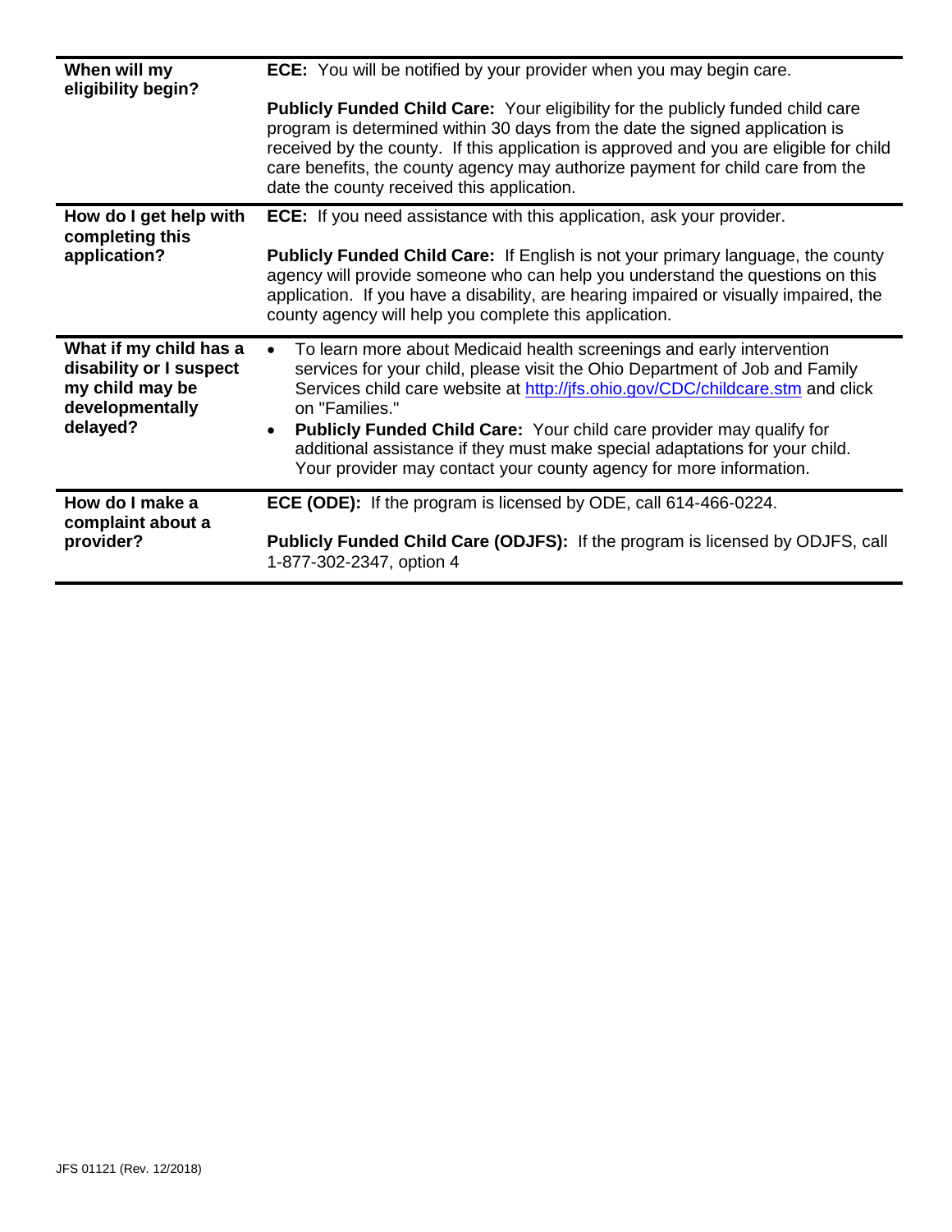| | |
|---|---|
| **When will my eligibility begin?** | **ECE:** You will be notified by your provider when you may begin care.<br><br>**Publicly Funded Child Care:** Your eligibility for the publicly funded child care program is determined within 30 days from the date the signed application is received by the county. If this application is approved and you are eligible for child care benefits, the county agency may authorize payment for child care from the date the county received this application. |
| **How do I get help with completing this application?** | **ECE:** If you need assistance with this application, ask your provider.<br><br>**Publicly Funded Child Care:** If English is not your primary language, the county agency will provide someone who can help you understand the questions on this application. If you have a disability, are hearing impaired or visually impaired, the county agency will help you complete this application. |
| **What if my child has a disability or I suspect my child may be developmentally delayed?** | • To learn more about Medicaid health screenings and early intervention services for your child, please visit the Ohio Department of Job and Family Services child care website at http://jfs.ohio.gov/CDC/childcare.stm and click on "Families."<br>• **Publicly Funded Child Care:** Your child care provider may qualify for additional assistance if they must make special adaptations for your child. Your provider may contact your county agency for more information. |
| **How do I make a complaint about a provider?** | **ECE (ODE):** If the program is licensed by ODE, call 614-466-0224.<br><br>**Publicly Funded Child Care (ODJFS):** If the program is licensed by ODJFS, call 1-877-302-2347, option 4 |

JFS 01121 (Rev. 12/2018)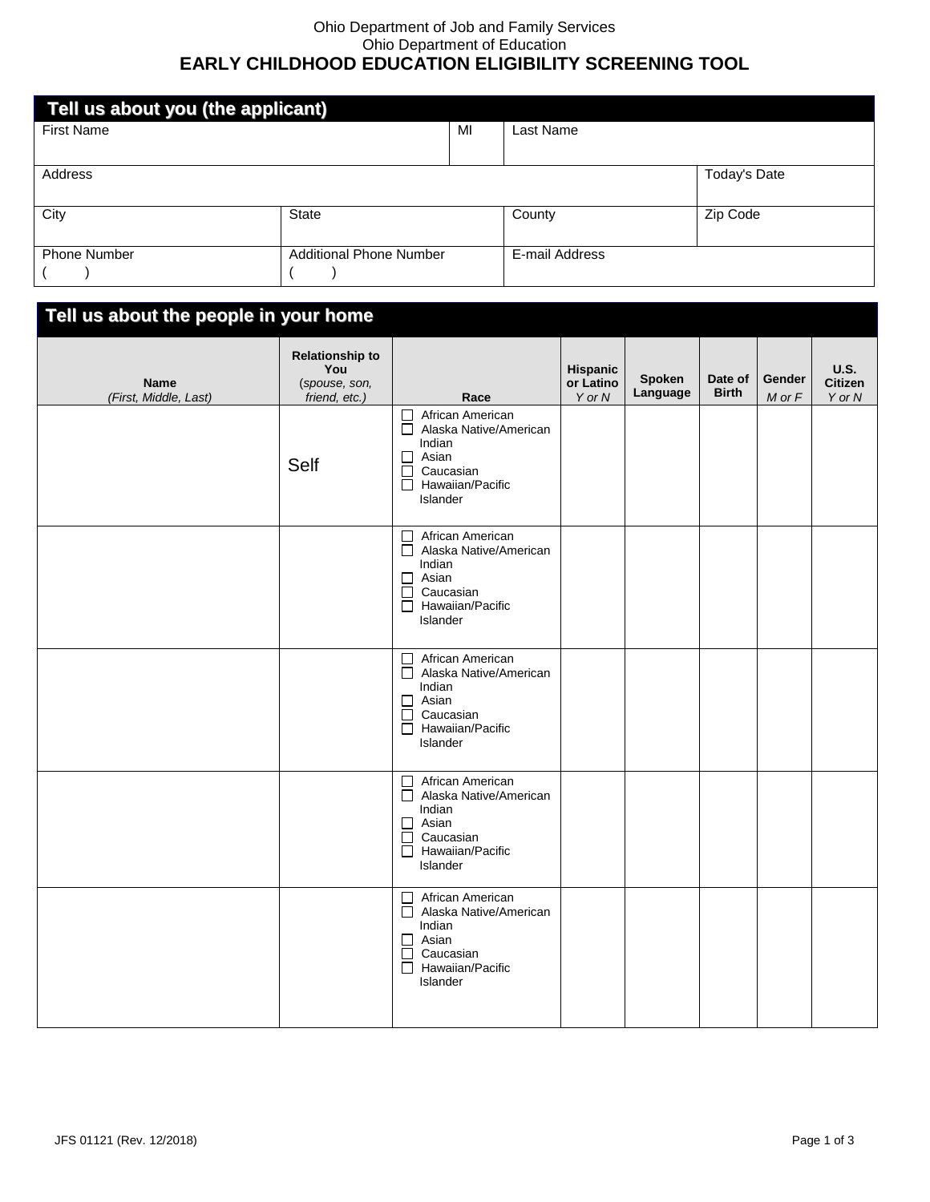Ohio Department of Job and Family Services
Ohio Department of Education

# EARLY CHILDHOOD EDUCATION ELIGIBILITY SCREENING TOOL

## Tell us about you (the applicant)

| First Name | MI | Last Name | |
|---|---|---|---|
| | | | |
| Address | | | Today's Date |
| | | | |
| City | State | County | Zip Code |
| | | | |
| Phone Number ( ) | Additional Phone Number ( ) | E-mail Address | |

## Tell us about the people in your home

| Name *(First, Middle, Last)* | Relationship to You (*spouse, son, friend, etc.*) | Race | Hispanic or Latino *Y or N* | Spoken Language | Date of Birth | Gender *M or F* | U.S. Citizen *Y or N* |
|---|---|---|---|---|---|---|---|
| | Self | ☐ African American ☐ Alaska Native/American Indian ☐ Asian ☐ Caucasian ☐ Hawaiian/Pacific Islander | | | | | |
| | | ☐ African American ☐ Alaska Native/American Indian ☐ Asian ☐ Caucasian ☐ Hawaiian/Pacific Islander | | | | | |
| | | ☐ African American ☐ Alaska Native/American Indian ☐ Asian ☐ Caucasian ☐ Hawaiian/Pacific Islander | | | | | |
| | | ☐ African American ☐ Alaska Native/American Indian ☐ Asian ☐ Caucasian ☐ Hawaiian/Pacific Islander | | | | | |
| | | ☐ African American ☐ Alaska Native/American Indian ☐ Asian ☐ Caucasian ☐ Hawaiian/Pacific Islander | | | | | |

JFS 01121 (Rev. 12/2018)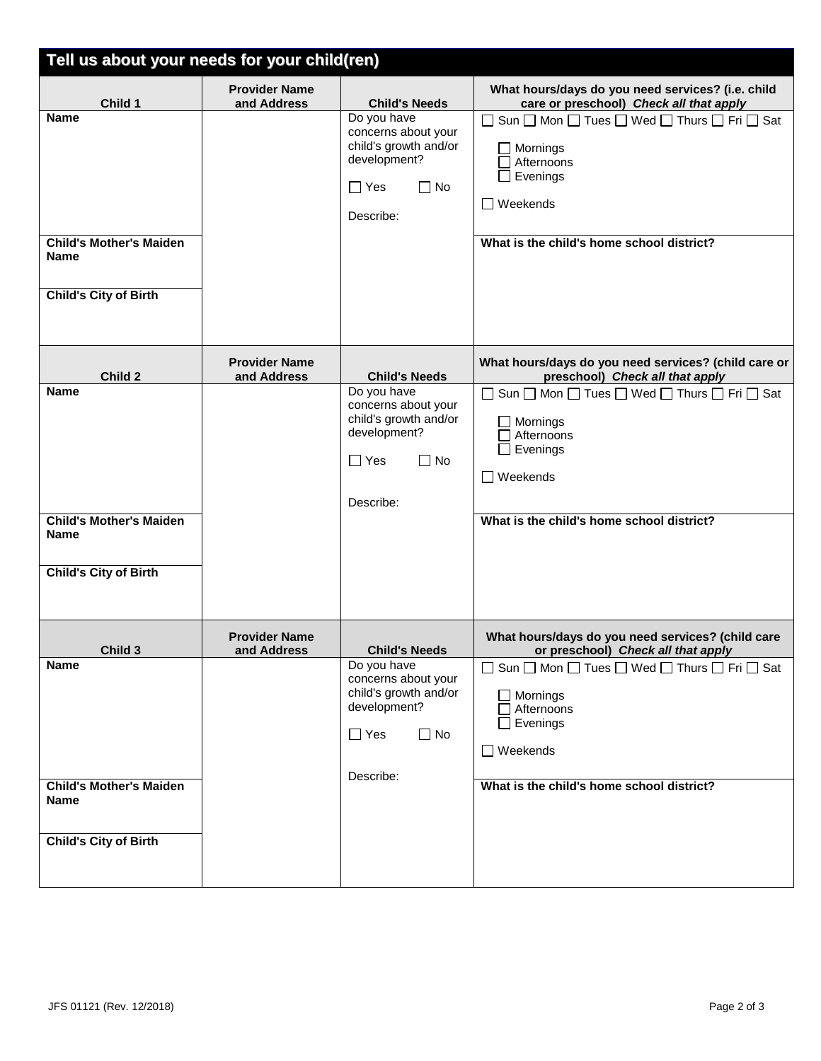## Tell us about your needs for your child(ren)

| Child 1 | Provider Name and Address | Child's Needs | What hours/days do you need services? (i.e. child care or preschool) ***Check all that apply*** |
|---|---|---|---|
| **Name** | | Do you have concerns about your child's growth and/or development? ☐ Yes ☐ No Describe: | ☐ Sun ☐ Mon ☐ Tues ☐ Wed ☐ Thurs ☐ Fri ☐ Sat ☐ Mornings ☐ Afternoons ☐ Evenings ☐ Weekends |
| **Child's Mother's Maiden Name** | | | **What is the child's home school district?** |
| **Child's City of Birth** | | | |

| Child 2 | Provider Name and Address | Child's Needs | What hours/days do you need services? (child care or preschool) ***Check all that apply*** |
|---|---|---|---|
| **Name** | | Do you have concerns about your child's growth and/or development? ☐ Yes ☐ No Describe: | ☐ Sun ☐ Mon ☐ Tues ☐ Wed ☐ Thurs ☐ Fri ☐ Sat ☐ Mornings ☐ Afternoons ☐ Evenings ☐ Weekends |
| **Child's Mother's Maiden Name** | | | **What is the child's home school district?** |
| **Child's City of Birth** | | | |

| Child 3 | Provider Name and Address | Child's Needs | What hours/days do you need services? (child care or preschool) ***Check all that apply*** |
|---|---|---|---|
| **Name** | | Do you have concerns about your child's growth and/or development? ☐ Yes ☐ No Describe: | ☐ Sun ☐ Mon ☐ Tues ☐ Wed ☐ Thurs ☐ Fri ☐ Sat ☐ Mornings ☐ Afternoons ☐ Evenings ☐ Weekends |
| **Child's Mother's Maiden Name** | | | **What is the child's home school district?** |
| **Child's City of Birth** | | | |

JFS 01121 (Rev. 12/2018)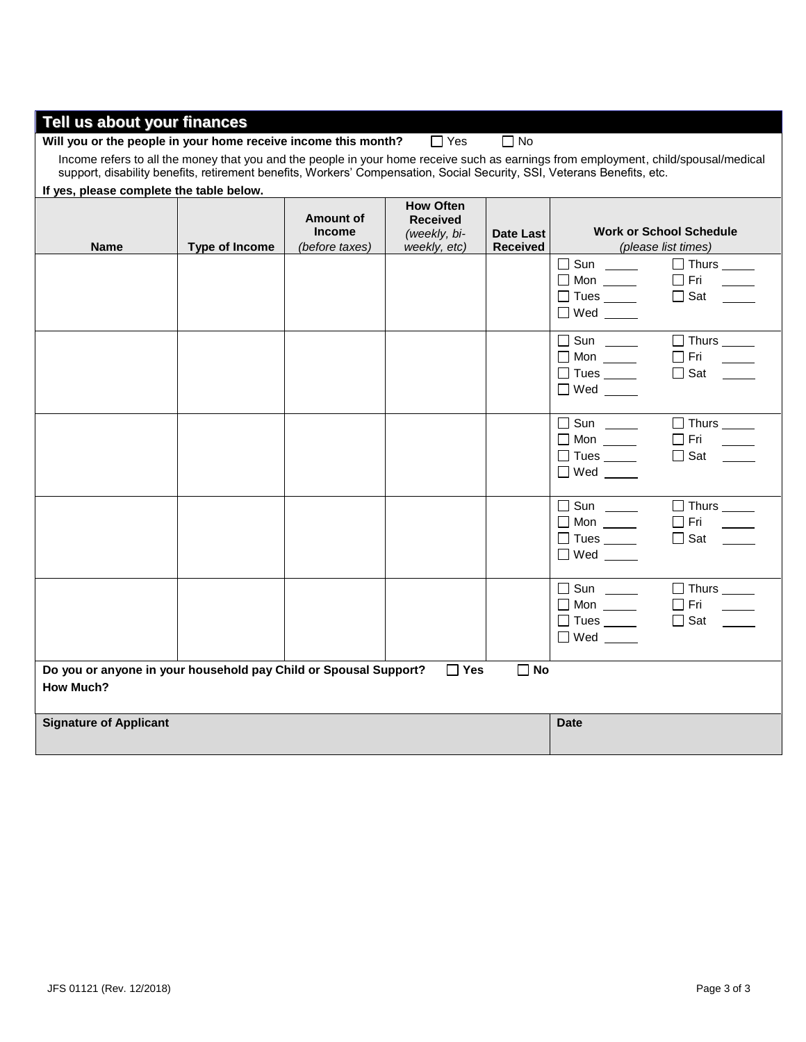## Tell us about your finances

**Will you or the people in your home receive income this month?** ☐ Yes ☐ No

Income refers to all the money that you and the people in your home receive such as earnings from employment, child/spousal/medical support, disability benefits, retirement benefits, Workers' Compensation, Social Security, SSI, Veterans Benefits, etc.

**If yes, please complete the table below.**

| Name | Type of Income | Amount of Income *(before taxes)* | How Often Received *(weekly, bi-weekly, etc)* | Date Last Received | Work or School Schedule *(please list times)* |
|---|---|---|---|---|---|
| | | | | | ☐ Sun ____ ☐ Mon ____ ☐ Tues ____ ☐ Wed ____ ☐ Thurs ____ ☐ Fri ____ ☐ Sat ____ |
| | | | | | ☐ Sun ____ ☐ Mon ____ ☐ Tues ____ ☐ Wed ____ ☐ Thurs ____ ☐ Fri ____ ☐ Sat ____ |
| | | | | | ☐ Sun ____ ☐ Mon ____ ☐ Tues ____ ☐ Wed ____ ☐ Thurs ____ ☐ Fri ____ ☐ Sat ____ |
| | | | | | ☐ Sun ____ ☐ Mon ____ ☐ Tues ____ ☐ Wed ____ ☐ Thurs ____ ☐ Fri ____ ☐ Sat ____ |
| | | | | | ☐ Sun ____ ☐ Mon ____ ☐ Tues ____ ☐ Wed ____ ☐ Thurs ____ ☐ Fri ____ ☐ Sat ____ |

**Do you or anyone in your household pay Child or Spousal Support?** ☐ **Yes** ☐ **No**

**How Much?**

| Signature of Applicant | Date |
|---|---|
| | |

JFS 01121 (Rev. 12/2018)